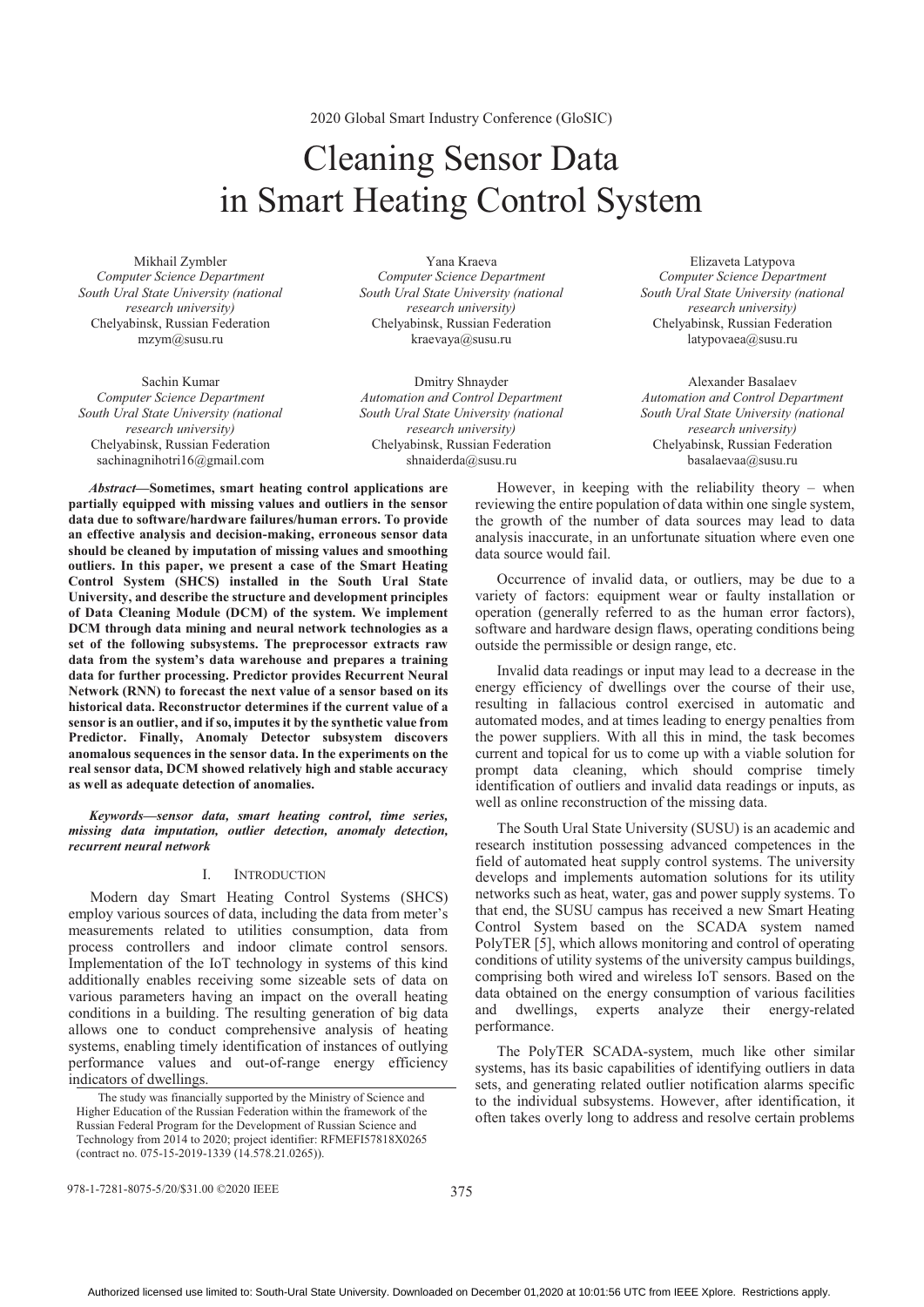# Cleaning Sensor Data in Smart Heating Control System

Mikhail Zymbler
*Computer Science Department*
*South Ural State University (national research university)*
Chelyabinsk, Russian Federation
mzym@susu.ru

Yana Kraeva
*Computer Science Department*
*South Ural State University (national research university)*
Chelyabinsk, Russian Federation
kraevaya@susu.ru

Elizaveta Latypova
*Computer Science Department*
*South Ural State University (national research university)*
Chelyabinsk, Russian Federation
latypovaea@susu.ru

Sachin Kumar
*Computer Science Department*
*South Ural State University (national research university)*
Chelyabinsk, Russian Federation
sachinagnihotri16@gmail.com

Dmitry Shnayder
*Automation and Control Department*
*South Ural State University (national research university)*
Chelyabinsk, Russian Federation
shnaiderda@susu.ru

Alexander Basalaev
*Automation and Control Department*
*South Ural State University (national research university)*
Chelyabinsk, Russian Federation
basalaevaa@susu.ru

***Abstract*—Sometimes, smart heating control applications are partially equipped with missing values and outliers in the sensor data due to software/hardware failures/human errors. To provide an effective analysis and decision-making, erroneous sensor data should be cleaned by imputation of missing values and smoothing outliers. In this paper, we present a case of the Smart Heating Control System (SHCS) installed in the South Ural State University, and describe the structure and development principles of Data Cleaning Module (DCM) of the system. We implement DCM through data mining and neural network technologies as a set of the following subsystems. The preprocessor extracts raw data from the system's data warehouse and prepares a training data for further processing. Predictor provides Recurrent Neural Network (RNN) to forecast the next value of a sensor based on its historical data. Reconstructor determines if the current value of a sensor is an outlier, and if so, imputes it by the synthetic value from Predictor. Finally, Anomaly Detector subsystem discovers anomalous sequences in the sensor data. In the experiments on the real sensor data, DCM showed relatively high and stable accuracy as well as adequate detection of anomalies.**

***Keywords*—sensor data, smart heating control, time series, missing data imputation, outlier detection, anomaly detection, recurrent neural network**

## I. Introduction

Modern day Smart Heating Control Systems (SHCS) employ various sources of data, including the data from meter's measurements related to utilities consumption, data from process controllers and indoor climate control sensors. Implementation of the IoT technology in systems of this kind additionally enables receiving some sizeable sets of data on various parameters having an impact on the overall heating conditions in a building. The resulting generation of big data allows one to conduct comprehensive analysis of heating systems, enabling timely identification of instances of outlying performance values and out-of-range energy efficiency indicators of dwellings.

However, in keeping with the reliability theory – when reviewing the entire population of data within one single system, the growth of the number of data sources may lead to data analysis inaccurate, in an unfortunate situation where even one data source would fail.

Occurrence of invalid data, or outliers, may be due to a variety of factors: equipment wear or faulty installation or operation (generally referred to as the human error factors), software and hardware design flaws, operating conditions being outside the permissible or design range, etc.

Invalid data readings or input may lead to a decrease in the energy efficiency of dwellings over the course of their use, resulting in fallacious control exercised in automatic and automated modes, and at times leading to energy penalties from the power suppliers. With all this in mind, the task becomes current and topical for us to come up with a viable solution for prompt data cleaning, which should comprise timely identification of outliers and invalid data readings or inputs, as well as online reconstruction of the missing data.

The South Ural State University (SUSU) is an academic and research institution possessing advanced competences in the field of automated heat supply control systems. The university develops and implements automation solutions for its utility networks such as heat, water, gas and power supply systems. To that end, the SUSU campus has received a new Smart Heating Control System based on the SCADA system named PolyTER [5], which allows monitoring and control of operating conditions of utility systems of the university campus buildings, comprising both wired and wireless IoT sensors. Based on the data obtained on the energy consumption of various facilities and dwellings, experts analyze their energy-related performance.

The PolyTER SCADA-system, much like other similar systems, has its basic capabilities of identifying outliers in data sets, and generating related outlier notification alarms specific to the individual subsystems. However, after identification, it often takes overly long to address and resolve certain problems

The study was financially supported by the Ministry of Science and Higher Education of the Russian Federation within the framework of the Russian Federal Program for the Development of Russian Science and Technology from 2014 to 2020; project identifier: RFMEFI57818X0265 (contract no. 075-15-2019-1339 (14.578.21.0265)).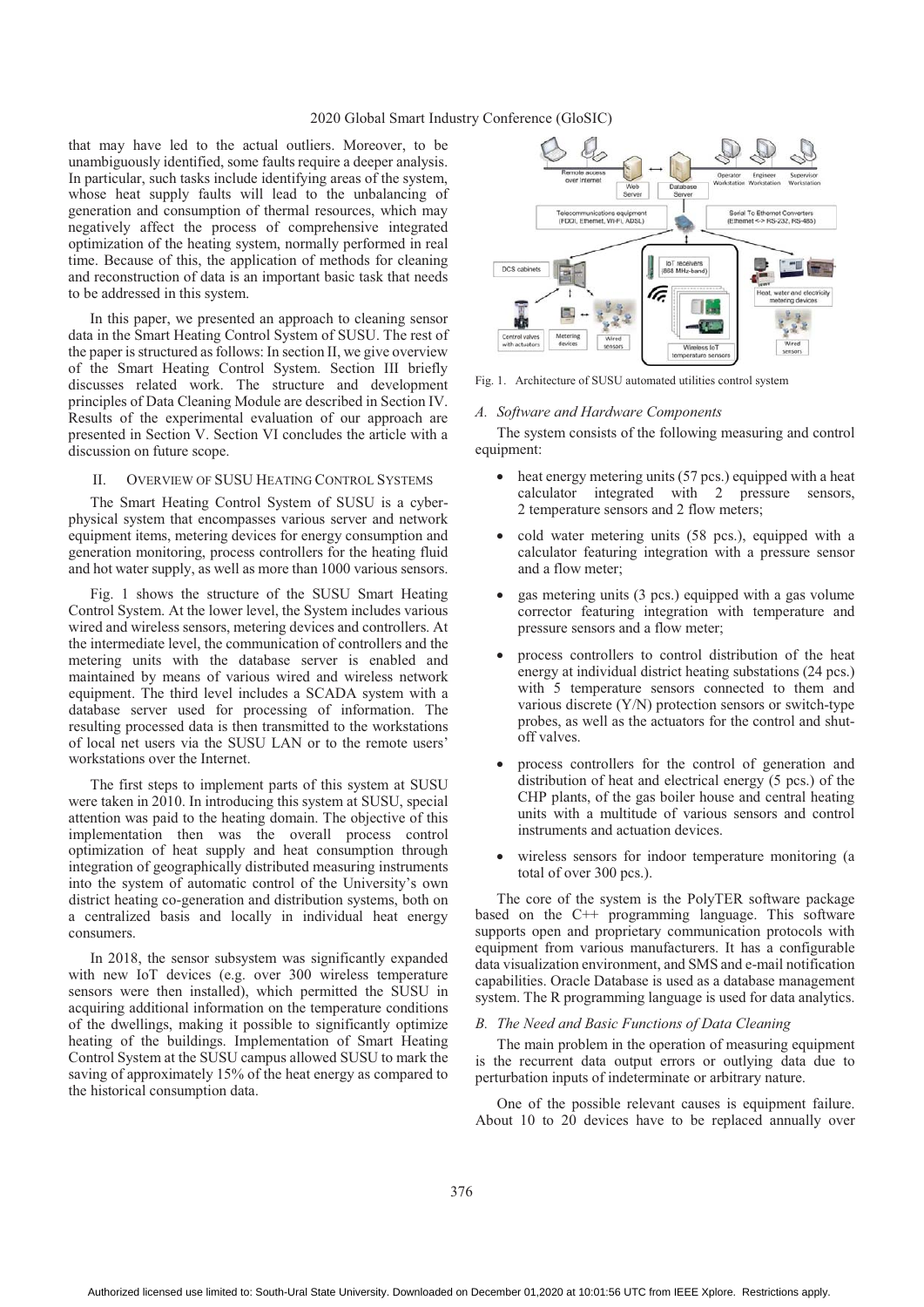that may have led to the actual outliers. Moreover, to be unambiguously identified, some faults require a deeper analysis. In particular, such tasks include identifying areas of the system, whose heat supply faults will lead to the unbalancing of generation and consumption of thermal resources, which may negatively affect the process of comprehensive integrated optimization of the heating system, normally performed in real time. Because of this, the application of methods for cleaning and reconstruction of data is an important basic task that needs to be addressed in this system.

In this paper, we presented an approach to cleaning sensor data in the Smart Heating Control System of SUSU. The rest of the paper is structured as follows: In section II, we give overview of the Smart Heating Control System. Section III briefly discusses related work. The structure and development principles of Data Cleaning Module are described in Section IV. Results of the experimental evaluation of our approach are presented in Section V. Section VI concludes the article with a discussion on future scope.

## II. Overview of SUSU Heating Control Systems

The Smart Heating Control System of SUSU is a cyber-physical system that encompasses various server and network equipment items, metering devices for energy consumption and generation monitoring, process controllers for the heating fluid and hot water supply, as well as more than 1000 various sensors.

Fig. 1 shows the structure of the SUSU Smart Heating Control System. At the lower level, the System includes various wired and wireless sensors, metering devices and controllers. At the intermediate level, the communication of controllers and the metering units with the database server is enabled and maintained by means of various wired and wireless network equipment. The third level includes a SCADA system with a database server used for processing of information. The resulting processed data is then transmitted to the workstations of local net users via the SUSU LAN or to the remote users' workstations over the Internet.

The first steps to implement parts of this system at SUSU were taken in 2010. In introducing this system at SUSU, special attention was paid to the heating domain. The objective of this implementation then was the overall process control optimization of heat supply and heat consumption through integration of geographically distributed measuring instruments into the system of automatic control of the University's own district heating co-generation and distribution systems, both on a centralized basis and locally in individual heat energy consumers.

In 2018, the sensor subsystem was significantly expanded with new IoT devices (e.g. over 300 wireless temperature sensors were then installed), which permitted the SUSU in acquiring additional information on the temperature conditions of the dwellings, making it possible to significantly optimize heating of the buildings. Implementation of Smart Heating Control System at the SUSU campus allowed SUSU to mark the saving of approximately 15% of the heat energy as compared to the historical consumption data.

Fig. 1. Architecture of SUSU automated utilities control system

### A. Software and Hardware Components

The system consists of the following measuring and control equipment:

- heat energy metering units (57 pcs.) equipped with a heat calculator integrated with 2 pressure sensors, 2 temperature sensors and 2 flow meters;
- cold water metering units (58 pcs.), equipped with a calculator featuring integration with a pressure sensor and a flow meter;
- gas metering units (3 pcs.) equipped with a gas volume corrector featuring integration with temperature and pressure sensors and a flow meter;
- process controllers to control distribution of the heat energy at individual district heating substations (24 pcs.) with 5 temperature sensors connected to them and various discrete (Y/N) protection sensors or switch-type probes, as well as the actuators for the control and shut-off valves.
- process controllers for the control of generation and distribution of heat and electrical energy (5 pcs.) of the CHP plants, of the gas boiler house and central heating units with a multitude of various sensors and control instruments and actuation devices.
- wireless sensors for indoor temperature monitoring (a total of over 300 pcs.).

The core of the system is the PolyTER software package based on the C++ programming language. This software supports open and proprietary communication protocols with equipment from various manufacturers. It has a configurable data visualization environment, and SMS and e-mail notification capabilities. Oracle Database is used as a database management system. The R programming language is used for data analytics.

### B. The Need and Basic Functions of Data Cleaning

The main problem in the operation of measuring equipment is the recurrent data output errors or outlying data due to perturbation inputs of indeterminate or arbitrary nature.

One of the possible relevant causes is equipment failure. About 10 to 20 devices have to be replaced annually over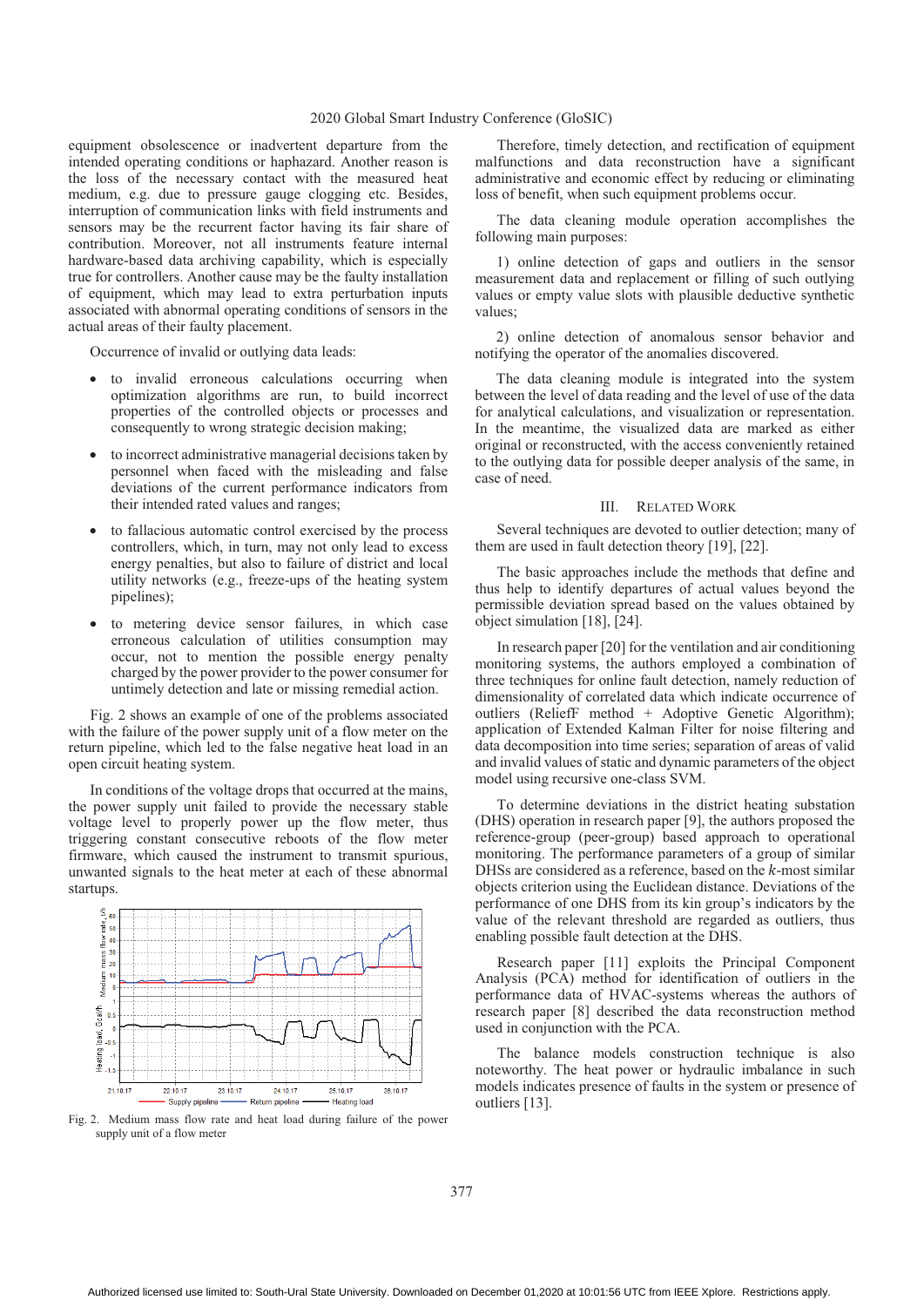equipment obsolescence or inadvertent departure from the intended operating conditions or haphazard. Another reason is the loss of the necessary contact with the measured heat medium, e.g. due to pressure gauge clogging etc. Besides, interruption of communication links with field instruments and sensors may be the recurrent factor having its fair share of contribution. Moreover, not all instruments feature internal hardware-based data archiving capability, which is especially true for controllers. Another cause may be the faulty installation of equipment, which may lead to extra perturbation inputs associated with abnormal operating conditions of sensors in the actual areas of their faulty placement.

Occurrence of invalid or outlying data leads:

- to invalid erroneous calculations occurring when optimization algorithms are run, to build incorrect properties of the controlled objects or processes and consequently to wrong strategic decision making;
- to incorrect administrative managerial decisions taken by personnel when faced with the misleading and false deviations of the current performance indicators from their intended rated values and ranges;
- to fallacious automatic control exercised by the process controllers, which, in turn, may not only lead to excess energy penalties, but also to failure of district and local utility networks (e.g., freeze-ups of the heating system pipelines);
- to metering device sensor failures, in which case erroneous calculation of utilities consumption may occur, not to mention the possible energy penalty charged by the power provider to the power consumer for untimely detection and late or missing remedial action.

Fig. 2 shows an example of one of the problems associated with the failure of the power supply unit of a flow meter on the return pipeline, which led to the false negative heat load in an open circuit heating system.

In conditions of the voltage drops that occurred at the mains, the power supply unit failed to provide the necessary stable voltage level to properly power up the flow meter, thus triggering constant consecutive reboots of the flow meter firmware, which caused the instrument to transmit spurious, unwanted signals to the heat meter at each of these abnormal startups.

Fig. 2. Medium mass flow rate and heat load during failure of the power supply unit of a flow meter

Therefore, timely detection, and rectification of equipment malfunctions and data reconstruction have a significant administrative and economic effect by reducing or eliminating loss of benefit, when such equipment problems occur.

The data cleaning module operation accomplishes the following main purposes:

1) online detection of gaps and outliers in the sensor measurement data and replacement or filling of such outlying values or empty value slots with plausible deductive synthetic values;

2) online detection of anomalous sensor behavior and notifying the operator of the anomalies discovered.

The data cleaning module is integrated into the system between the level of data reading and the level of use of the data for analytical calculations, and visualization or representation. In the meantime, the visualized data are marked as either original or reconstructed, with the access conveniently retained to the outlying data for possible deeper analysis of the same, in case of need.

## III. Related Work

Several techniques are devoted to outlier detection; many of them are used in fault detection theory [19], [22].

The basic approaches include the methods that define and thus help to identify departures of actual values beyond the permissible deviation spread based on the values obtained by object simulation [18], [24].

In research paper [20] for the ventilation and air conditioning monitoring systems, the authors employed a combination of three techniques for online fault detection, namely reduction of dimensionality of correlated data which indicate occurrence of outliers (ReliefF method + Adoptive Genetic Algorithm); application of Extended Kalman Filter for noise filtering and data decomposition into time series; separation of areas of valid and invalid values of static and dynamic parameters of the object model using recursive one-class SVM.

To determine deviations in the district heating substation (DHS) operation in research paper [9], the authors proposed the reference-group (peer-group) based approach to operational monitoring. The performance parameters of a group of similar DHSs are considered as a reference, based on the *k*-most similar objects criterion using the Euclidean distance. Deviations of the performance of one DHS from its kin group's indicators by the value of the relevant threshold are regarded as outliers, thus enabling possible fault detection at the DHS.

Research paper [11] exploits the Principal Component Analysis (PCA) method for identification of outliers in the performance data of HVAC-systems whereas the authors of research paper [8] described the data reconstruction method used in conjunction with the PCA.

The balance models construction technique is also noteworthy. The heat power or hydraulic imbalance in such models indicates presence of faults in the system or presence of outliers [13].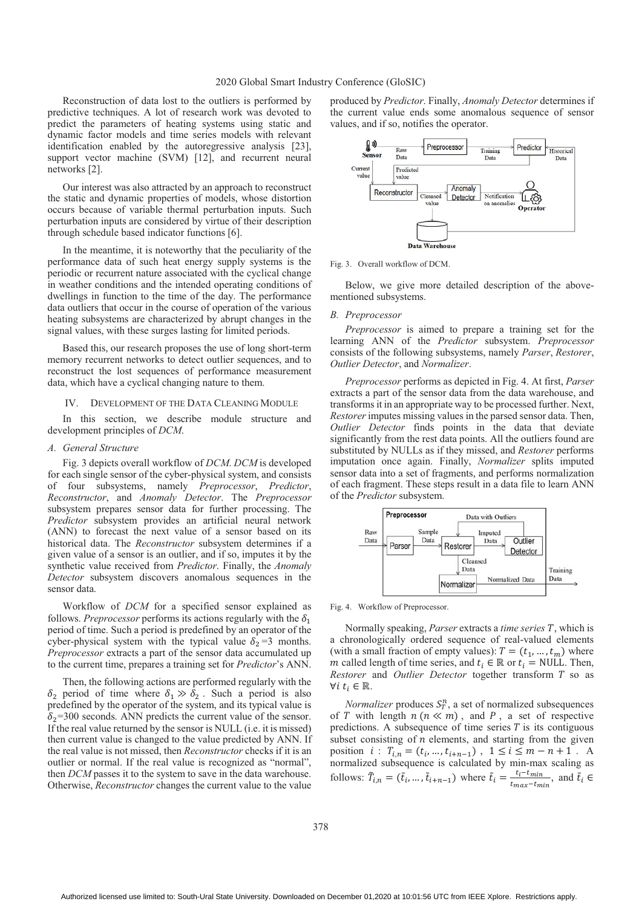Reconstruction of data lost to the outliers is performed by predictive techniques. A lot of research work was devoted to predict the parameters of heating systems using static and dynamic factor models and time series models with relevant identification enabled by the autoregressive analysis [23], support vector machine (SVM) [12], and recurrent neural networks [2].

Our interest was also attracted by an approach to reconstruct the static and dynamic properties of models, whose distortion occurs because of variable thermal perturbation inputs. Such perturbation inputs are considered by virtue of their description through schedule based indicator functions [6].

In the meantime, it is noteworthy that the peculiarity of the performance data of such heat energy supply systems is the periodic or recurrent nature associated with the cyclical change in weather conditions and the intended operating conditions of dwellings in function to the time of the day. The performance data outliers that occur in the course of operation of the various heating subsystems are characterized by abrupt changes in the signal values, with these surges lasting for limited periods.

Based this, our research proposes the use of long short-term memory recurrent networks to detect outlier sequences, and to reconstruct the lost sequences of performance measurement data, which have a cyclical changing nature to them.

## IV. Development of the Data Cleaning Module

In this section, we describe module structure and development principles of *DCM*.

### A. General Structure

Fig. 3 depicts overall workflow of *DCM*. *DCM* is developed for each single sensor of the cyber-physical system, and consists of four subsystems, namely *Preprocessor*, *Predictor*, *Reconstructor*, and *Anomaly Detector*. The *Preprocessor* subsystem prepares sensor data for further processing. The *Predictor* subsystem provides an artificial neural network (ANN) to forecast the next value of a sensor based on its historical data. The *Reconstructor* subsystem determines if a given value of a sensor is an outlier, and if so, imputes it by the synthetic value received from *Predictor*. Finally, the *Anomaly Detector* subsystem discovers anomalous sequences in the sensor data.

Workflow of *DCM* for a specified sensor explained as follows. *Preprocessor* performs its actions regularly with the $\delta_1$ period of time. Such a period is predefined by an operator of the cyber-physical system with the typical value $\delta_2$=3 months. *Preprocessor* extracts a part of the sensor data accumulated up to the current time, prepares a training set for *Predictor*'s ANN.

Then, the following actions are performed regularly with the $\delta_2$ period of time where $\delta_1 \gg \delta_2$. Such a period is also predefined by the operator of the system, and its typical value is $\delta_2$=300 seconds. ANN predicts the current value of the sensor. If the real value returned by the sensor is NULL (i.e. it is missed) then current value is changed to the value predicted by ANN. If the real value is not missed, then *Reconstructor* checks if it is an outlier or normal. If the real value is recognized as "normal", then *DCM* passes it to the system to save in the data warehouse. Otherwise, *Reconstructor* changes the current value to the value produced by *Predictor*. Finally, *Anomaly Detector* determines if the current value ends some anomalous sequence of sensor values, and if so, notifies the operator.

Fig. 3. Overall workflow of DCM.

Below, we give more detailed description of the above-mentioned subsystems.

### B. Preprocessor

*Preprocessor* is aimed to prepare a training set for the learning ANN of the *Predictor* subsystem. *Preprocessor* consists of the following subsystems, namely *Parser*, *Restorer*, *Outlier Detector*, and *Normalizer*.

*Preprocessor* performs as depicted in Fig. 4. At first, *Parser* extracts a part of the sensor data from the data warehouse, and transforms it in an appropriate way to be processed further. Next, *Restorer* imputes missing values in the parsed sensor data. Then, *Outlier Detector* finds points in the data that deviate significantly from the rest data points. All the outliers found are substituted by NULLs as if they missed, and *Restorer* performs imputation once again. Finally, *Normalizer* splits imputed sensor data into a set of fragments, and performs normalization of each fragment. These steps result in a data file to learn ANN of the *Predictor* subsystem.

Fig. 4. Workflow of Preprocessor.

Normally speaking, *Parser* extracts a *time series* $T$, which is a chronologically ordered sequence of real-valued elements (with a small fraction of empty values): $T = (t_1, \dots, t_m)$ where $m$ called length of time series, and $t_i \in \mathbb{R}$ or $t_i$ = NULL. Then, *Restorer* and *Outlier Detector* together transform $T$ so as $\forall i \; t_i \in \mathbb{R}$.

*Normalizer* produces $S_T^n$, a set of normalized subsequences of $T$ with length $n \, (n \ll m)$, and $P$, a set of respective predictions. A subsequence of time series $T$ is its contiguous subset consisting of $n$ elements, and starting from the given position $i$ : $T_{i,n} = (t_i, \dots, t_{i+n-1})$, $1 \le i \le m-n+1$. A normalized subsequence is calculated by min-max scaling as follows: $\tilde{T}_{i,n} = (\tilde{t}_i, \dots, \tilde{t}_{i+n-1})$ where $\tilde{t}_i = \frac{t_i - t_{min}}{t_{max} - t_{min}}$, and $\tilde{t}_i \in$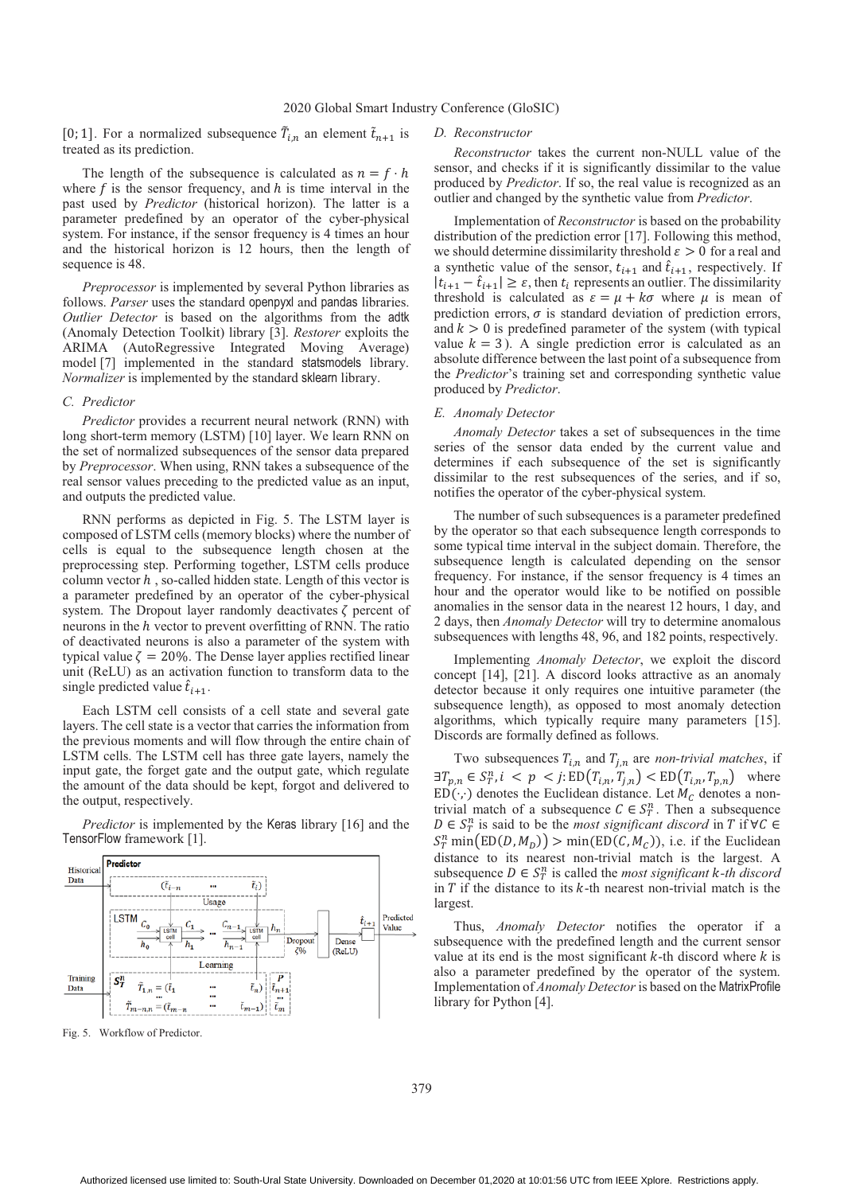$[0;1]$. For a normalized subsequence $\tilde{T}_{i,n}$ an element $\tilde{t}_{n+1}$ is treated as its prediction.

The length of the subsequence is calculated as $n = f \cdot h$ where $f$ is the sensor frequency, and $h$ is time interval in the past used by *Predictor* (historical horizon). The latter is a parameter predefined by an operator of the cyber-physical system. For instance, if the sensor frequency is 4 times an hour and the historical horizon is 12 hours, then the length of sequence is 48.

*Preprocessor* is implemented by several Python libraries as follows. *Parser* uses the standard openpyxl and pandas libraries. *Outlier Detector* is based on the algorithms from the adtk (Anomaly Detection Toolkit) library [3]. *Restorer* exploits the ARIMA (AutoRegressive Integrated Moving Average) model [7] implemented in the standard statsmodels library. *Normalizer* is implemented by the standard sklearn library.

### C. Predictor

*Predictor* provides a recurrent neural network (RNN) with long short-term memory (LSTM) [10] layer. We learn RNN on the set of normalized subsequences of the sensor data prepared by *Preprocessor*. When using, RNN takes a subsequence of the real sensor values preceding to the predicted value as an input, and outputs the predicted value.

RNN performs as depicted in Fig. 5. The LSTM layer is composed of LSTM cells (memory blocks) where the number of cells is equal to the subsequence length chosen at the preprocessing step. Performing together, LSTM cells produce column vector $h$ , so-called hidden state. Length of this vector is a parameter predefined by an operator of the cyber-physical system. The Dropout layer randomly deactivates $\zeta$ percent of neurons in the $h$ vector to prevent overfitting of RNN. The ratio of deactivated neurons is also a parameter of the system with typical value $\zeta = 20\%$. The Dense layer applies rectified linear unit (ReLU) as an activation function to transform data to the single predicted value $\hat{t}_{i+1}$.

Each LSTM cell consists of a cell state and several gate layers. The cell state is a vector that carries the information from the previous moments and will flow through the entire chain of LSTM cells. The LSTM cell has three gate layers, namely the input gate, the forget gate and the output gate, which regulate the amount of the data should be kept, forgot and delivered to the output, respectively.

*Predictor* is implemented by the Keras library [16] and the TensorFlow framework [1].

Fig. 5. Workflow of Predictor.

### D. Reconstructor

*Reconstructor* takes the current non-NULL value of the sensor, and checks if it is significantly dissimilar to the value produced by *Predictor*. If so, the real value is recognized as an outlier and changed by the synthetic value from *Predictor*.

Implementation of *Reconstructor* is based on the probability distribution of the prediction error [17]. Following this method, we should determine dissimilarity threshold $\varepsilon > 0$ for a real and a synthetic value of the sensor, $t_{i+1}$ and $\hat{t}_{i+1}$, respectively. If $|t_{i+1} - \hat{t}_{i+1}| \geq \varepsilon$, then $t_i$ represents an outlier. The dissimilarity threshold is calculated as $\varepsilon = \mu + k\sigma$ where $\mu$ is mean of prediction errors, $\sigma$ is standard deviation of prediction errors, and $k > 0$ is predefined parameter of the system (with typical value $k = 3$). A single prediction error is calculated as an absolute difference between the last point of a subsequence from the *Predictor*'s training set and corresponding synthetic value produced by *Predictor*.

### E. Anomaly Detector

*Anomaly Detector* takes a set of subsequences in the time series of the sensor data ended by the current value and determines if each subsequence of the set is significantly dissimilar to the rest subsequences of the series, and if so, notifies the operator of the cyber-physical system.

The number of such subsequences is a parameter predefined by the operator so that each subsequence length corresponds to some typical time interval in the subject domain. Therefore, the subsequence length is calculated depending on the sensor frequency. For instance, if the sensor frequency is 4 times an hour and the operator would like to be notified on possible anomalies in the sensor data in the nearest 12 hours, 1 day, and 2 days, then *Anomaly Detector* will try to determine anomalous subsequences with lengths 48, 96, and 182 points, respectively.

Implementing *Anomaly Detector*, we exploit the discord concept [14], [21]. A discord looks attractive as an anomaly detector because it only requires one intuitive parameter (the subsequence length), as opposed to most anomaly detection algorithms, which typically require many parameters [15]. Discords are formally defined as follows.

Two subsequences $T_{i,n}$ and $T_{j,n}$ are *non-trivial matches*, if $\exists T_{p,n} \in S_T^n, i < p < j \colon \mathrm{ED}(T_{i,n}, T_{j,n}) < \mathrm{ED}(T_{i,n}, T_{p,n})$ where $\mathrm{ED}(\cdot,\cdot)$ denotes the Euclidean distance. Let $M_C$ denotes a non-trivial match of a subsequence $C \in S_T^n$. Then a subsequence $D \in S_T^n$ is said to be the *most significant discord* in $T$ if $\forall C \in S_T^n \min(\mathrm{ED}(D, M_D)) > \min(\mathrm{ED}(C, M_C))$, i.e. if the Euclidean distance to its nearest non-trivial match is the largest. A subsequence $D \in S_T^n$ is called the *most significant $k$-th discord* in $T$ if the distance to its $k$-th nearest non-trivial match is the largest.

Thus, *Anomaly Detector* notifies the operator if a subsequence with the predefined length and the current sensor value at its end is the most significant $k$-th discord where $k$ is also a parameter predefined by the operator of the system. Implementation of *Anomaly Detector* is based on the MatrixProfile library for Python [4].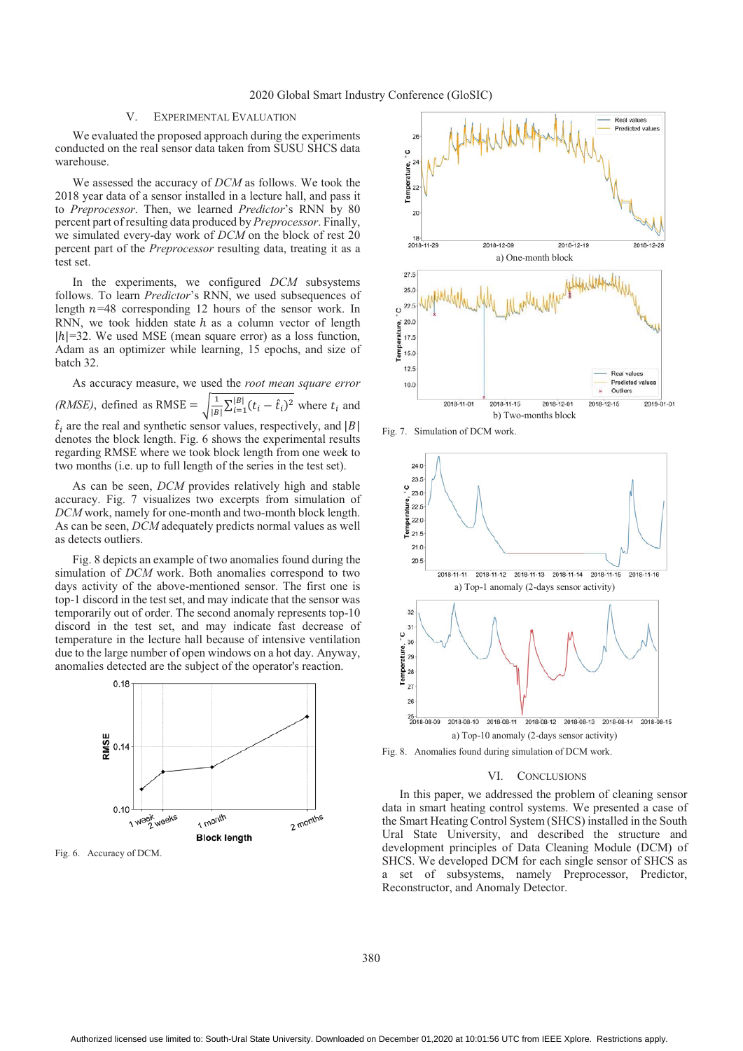## V. Experimental Evaluation

We evaluated the proposed approach during the experiments conducted on the real sensor data taken from SUSU SHCS data warehouse.

We assessed the accuracy of *DCM* as follows. We took the 2018 year data of a sensor installed in a lecture hall, and pass it to *Preprocessor*. Then, we learned *Predictor*'s RNN by 80 percent part of resulting data produced by *Preprocessor*. Finally, we simulated every-day work of *DCM* on the block of rest 20 percent part of the *Preprocessor* resulting data, treating it as a test set.

In the experiments, we configured *DCM* subsystems follows. To learn *Predictor*'s RNN, we used subsequences of length $n$=48 corresponding 12 hours of the sensor work. In RNN, we took hidden state $h$ as a column vector of length $|h|$=32. We used MSE (mean square error) as a loss function, Adam as an optimizer while learning, 15 epochs, and size of batch 32.

As accuracy measure, we used the *root mean square error (RMSE)*, defined as $\mathrm{RMSE} = \sqrt{\frac{1}{|B|}\sum_{i=1}^{|B|}(t_i - \hat{t}_i)^2}$ where $t_i$ and $\hat{t}_i$ are the real and synthetic sensor values, respectively, and $|B|$ denotes the block length. Fig. 6 shows the experimental results regarding RMSE where we took block length from one week to two months (i.e. up to full length of the series in the test set).

As can be seen, *DCM* provides relatively high and stable accuracy. Fig. 7 visualizes two excerpts from simulation of *DCM* work, namely for one-month and two-month block length. As can be seen, *DCM* adequately predicts normal values as well as detects outliers.

Fig. 8 depicts an example of two anomalies found during the simulation of *DCM* work. Both anomalies correspond to two days activity of the above-mentioned sensor. The first one is top-1 discord in the test set, and may indicate that the sensor was temporarily out of order. The second anomaly represents top-10 discord in the test set, and may indicate fast decrease of temperature in the lecture hall because of intensive ventilation due to the large number of open windows on a hot day. Anyway, anomalies detected are the subject of the operator's reaction.

Fig. 6. Accuracy of DCM.

a) One-month block

b) Two-months block

Fig. 7. Simulation of DCM work.

a) Top-1 anomaly (2-days sensor activity)

a) Top-10 anomaly (2-days sensor activity)

Fig. 8. Anomalies found during simulation of DCM work.

## VI. Conclusions

In this paper, we addressed the problem of cleaning sensor data in smart heating control systems. We presented a case of the Smart Heating Control System (SHCS) installed in the South Ural State University, and described the structure and development principles of Data Cleaning Module (DCM) of SHCS. We developed DCM for each single sensor of SHCS as a set of subsystems, namely Preprocessor, Predictor, Reconstructor, and Anomaly Detector.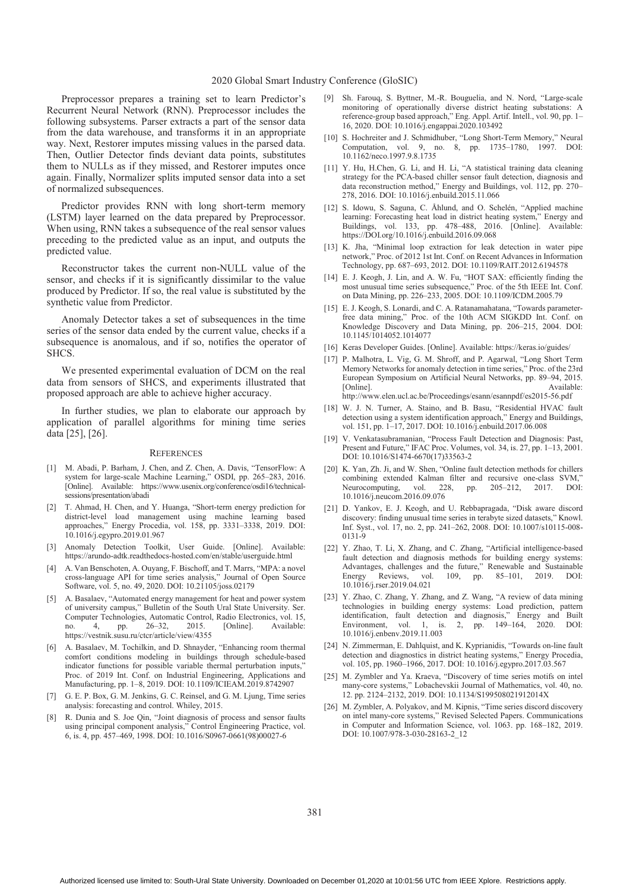Preprocessor prepares a training set to learn Predictor's Recurrent Neural Network (RNN). Preprocessor includes the following subsystems. Parser extracts a part of the sensor data from the data warehouse, and transforms it in an appropriate way. Next, Restorer imputes missing values in the parsed data. Then, Outlier Detector finds deviant data points, substitutes them to NULLs as if they missed, and Restorer imputes once again. Finally, Normalizer splits imputed sensor data into a set of normalized subsequences.

Predictor provides RNN with long short-term memory (LSTM) layer learned on the data prepared by Preprocessor. When using, RNN takes a subsequence of the real sensor values preceding to the predicted value as an input, and outputs the predicted value.

Reconstructor takes the current non-NULL value of the sensor, and checks if it is significantly dissimilar to the value produced by Predictor. If so, the real value is substituted by the synthetic value from Predictor.

Anomaly Detector takes a set of subsequences in the time series of the sensor data ended by the current value, checks if a subsequence is anomalous, and if so, notifies the operator of SHCS.

We presented experimental evaluation of DCM on the real data from sensors of SHCS, and experiments illustrated that proposed approach are able to achieve higher accuracy.

In further studies, we plan to elaborate our approach by application of parallel algorithms for mining time series data [25], [26].

## References

[1] M. Abadi, P. Barham, J. Chen, and Z. Chen, A. Davis, "TensorFlow: A system for large-scale Machine Learning," OSDI, pp. 265–283, 2016. [Online]. Available: https://www.usenix.org/conference/osdi16/technical-sessions/presentation/abadi

[2] T. Ahmad, H. Chen, and Y. Huanga, "Short-term energy prediction for district-level load management using machine learning based approaches," Energy Procedia, vol. 158, pp. 3331–3338, 2019. DOI: 10.1016/j.egypro.2019.01.967

[3] Anomaly Detection Toolkit, User Guide. [Online]. Available: https://arundo-adtk.readthedocs-hosted.com/en/stable/userguide.html

[4] A. Van Benschoten, A. Ouyang, F. Bischoff, and T. Marrs, "MPA: a novel cross-language API for time series analysis," Journal of Open Source Software, vol. 5, no. 49, 2020. DOI: 10.21105/joss.02179

[5] A. Basalaev, "Automated energy management for heat and power system of university campus," Bulletin of the South Ural State University. Ser. Computer Technologies, Automatic Control, Radio Electronics, vol. 15, no. 4, pp. 26–32, 2015. [Online]. Available: https://vestnik.susu.ru/ctcr/article/view/4355

[6] A. Basalaev, M. Tochilkin, and D. Shnayder, "Enhancing room thermal comfort conditions modeling in buildings through schedule-based indicator functions for possible variable thermal perturbation inputs," Proc. of 2019 Int. Conf. on Industrial Engineering, Applications and Manufacturing, pp. 1–8, 2019. DOI: 10.1109/ICIEAM.2019.8742907

[7] G. E. P. Box, G. M. Jenkins, G. C. Reinsel, and G. M. Ljung, Time series analysis: forecasting and control. Whiley, 2015.

[8] R. Dunia and S. Joe Qin, "Joint diagnosis of process and sensor faults using principal component analysis," Control Engineering Practice, vol. 6, is. 4, pp. 457–469, 1998. DOI: 10.1016/S0967-0661(98)00027-6

[9] Sh. Farouq, S. Byttner, M.-R. Bouguelia, and N. Nord, "Large-scale monitoring of operationally diverse district heating substations: A reference-group based approach," Eng. Appl. Artif. Intell., vol. 90, pp. 1–16, 2020. DOI: 10.1016/j.engappai.2020.103492

[10] S. Hochreiter and J. Schmidhuber, "Long Short-Term Memory," Neural Computation, vol. 9, no. 8, pp. 1735–1780, 1997. DOI: 10.1162/neco.1997.9.8.1735

[11] Y. Hu, H.Chen, G. Li, and H. Li, "A statistical training data cleaning strategy for the PCA-based chiller sensor fault detection, diagnosis and data reconstruction method," Energy and Buildings, vol. 112, pp. 270–278, 2016. DOI: 10.1016/j.enbuild.2015.11.066

[12] S. Idowu, S. Saguna, C. Åhlund, and O. Schelén, "Applied machine learning: Forecasting heat load in district heating system," Energy and Buildings, vol. 133, pp. 478–488, 2016. [Online]. Available: https://DOI.org/10.1016/j.enbuild.2016.09.068

[13] K. Jha, "Minimal loop extraction for leak detection in water pipe network," Proc. of 2012 1st Int. Conf. on Recent Advances in Information Technology, pp. 687–693, 2012. DOI: 10.1109/RAIT.2012.6194578

[14] E. J. Keogh, J. Lin, and A. W. Fu, "HOT SAX: efficiently finding the most unusual time series subsequence," Proc. of the 5th IEEE Int. Conf. on Data Mining, pp. 226–233, 2005. DOI: 10.1109/ICDM.2005.79

[15] E. J. Keogh, S. Lonardi, and C. A. Ratanamahatana, "Towards parameter-free data mining," Proc. of the 10th ACM SIGKDD Int. Conf. on Knowledge Discovery and Data Mining, pp. 206–215, 2004. DOI: 10.1145/1014052.1014077

[16] Keras Developer Guides. [Online]. Available: https://keras.io/guides/

[17] P. Malhotra, L. Vig, G. M. Shroff, and P. Agarwal, "Long Short Term Memory Networks for anomaly detection in time series," Proc. of the 23rd European Symposium on Artificial Neural Networks, pp. 89–94, 2015. [Online]. Available: http://www.elen.ucl.ac.be/Proceedings/esann/esannpdf/es2015-56.pdf

[18] W. J. N. Turner, A. Staino, and B. Basu, "Residential HVAC fault detection using a system identification approach," Energy and Buildings, vol. 151, pp. 1–17, 2017. DOI: 10.1016/j.enbuild.2017.06.008

[19] V. Venkatasubramanian, "Process Fault Detection and Diagnosis: Past, Present and Future," IFAC Proc. Volumes, vol. 34, is. 27, pp. 1–13, 2001. DOI: 10.1016/S1474-6670(17)33563-2

[20] K. Yan, Zh. Ji, and W. Shen, "Online fault detection methods for chillers combining extended Kalman filter and recursive one-class SVM," Neurocomputing, vol. 228, pp. 205–212, 2017. DOI: 10.1016/j.neucom.2016.09.076

[21] D. Yankov, E. J. Keogh, and U. Rebbapragada, "Disk aware discord discovery: finding unusual time series in terabyte sized datasets," Knowl. Inf. Syst., vol. 17, no. 2, pp. 241–262, 2008. DOI: 10.1007/s10115-008-0131-9

[22] Y. Zhao, T. Li, X. Zhang, and C. Zhang, "Artificial intelligence-based fault detection and diagnosis methods for building energy systems: Advantages, challenges and the future," Renewable and Sustainable Energy Reviews, vol. 109, pp. 85–101, 2019. DOI: 10.1016/j.rser.2019.04.021

[23] Y. Zhao, C. Zhang, Y. Zhang, and Z. Wang, "A review of data mining technologies in building energy systems: Load prediction, pattern identification, fault detection and diagnosis," Energy and Built Environment, vol. 1, is. 2, pp. 149–164, 2020. DOI: 10.1016/j.enbenv.2019.11.003

[24] N. Zimmerman, E. Dahlquist, and K. Kyprianidis, "Towards on-line fault detection and diagnostics in district heating systems," Energy Procedia, vol. 105, pp. 1960–1966, 2017. DOI: 10.1016/j.egypro.2017.03.567

[25] M. Zymbler and Ya. Kraeva, "Discovery of time series motifs on intel many-core systems," Lobachevskii Journal of Mathematics, vol. 40, no. 12. pp. 2124–2132, 2019. DOI: 10.1134/S199508021912014X

[26] M. Zymbler, A. Polyakov, and M. Kipnis, "Time series discord discovery on intel many-core systems," Revised Selected Papers. Communications in Computer and Information Science, vol. 1063. pp. 168–182, 2019. DOI: 10.1007/978-3-030-28163-2_12